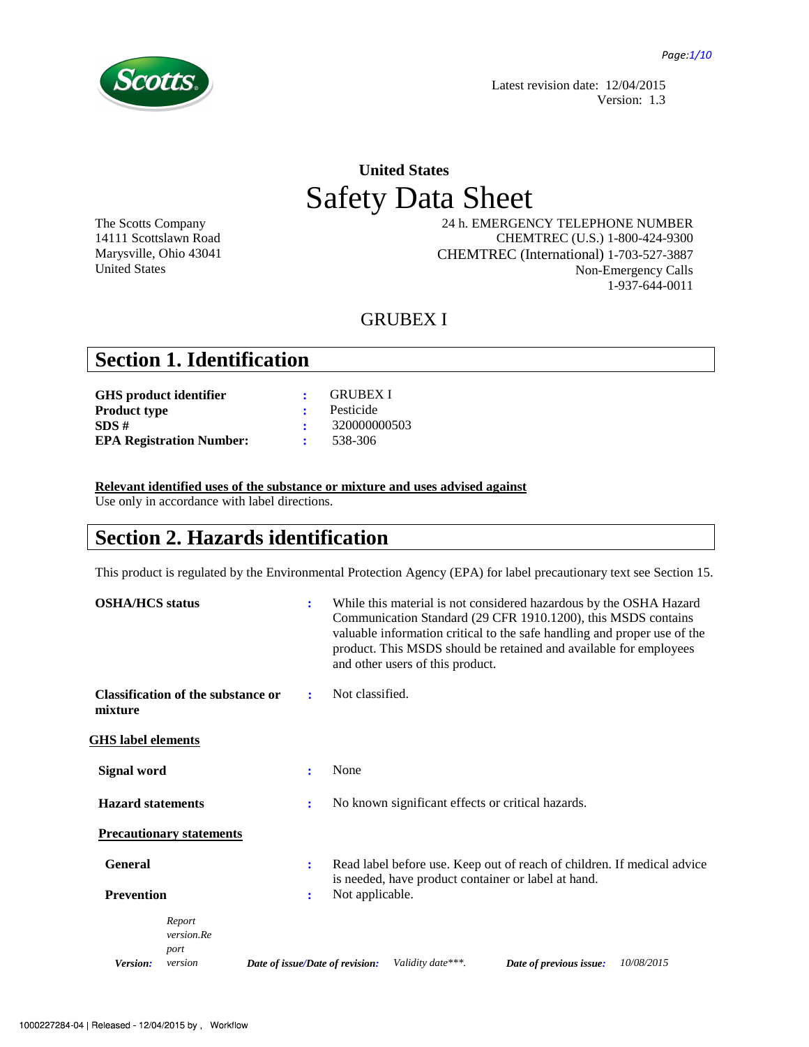Latest revision date: 12/04/2015
Version: 1.3

## United States

# Safety Data Sheet

The Scotts Company
14111 Scottslawn Road
Marysville, Ohio 43041
United States

24 h. EMERGENCY TELEPHONE NUMBER
CHEMTREC (U.S.) 1-800-424-9300
CHEMTREC (International) 1-703-527-3887
Non-Emergency Calls
1-937-644-0011

GRUBEX I

## Section 1. Identification

**GHS product identifier** : GRUBEX I
**Product type** : Pesticide
**SDS #** : 320000000503
**EPA Registration Number:** : 538-306

**Relevant identified uses of the substance or mixture and uses advised against**
Use only in accordance with label directions.

## Section 2. Hazards identification

This product is regulated by the Environmental Protection Agency (EPA) for label precautionary text see Section 15.

**OSHA/HCS status** : While this material is not considered hazardous by the OSHA Hazard Communication Standard (29 CFR 1910.1200), this MSDS contains valuable information critical to the safe handling and proper use of the product. This MSDS should be retained and available for employees and other users of this product.

**Classification of the substance or mixture** : Not classified.

**GHS label elements**

**Signal word** : None

**Hazard statements** : No known significant effects or critical hazards.

**Precautionary statements**

**General** : Read label before use. Keep out of reach of children. If medical advice is needed, have product container or label at hand.

**Prevention** : Not applicable.

*Version:* *Report version.Report version* *Date of issue/Date of revision:* *Validity date\*\*\*.* *Date of previous issue:* *10/08/2015*

1000227284-04 | Released - 12/04/2015 by , Workflow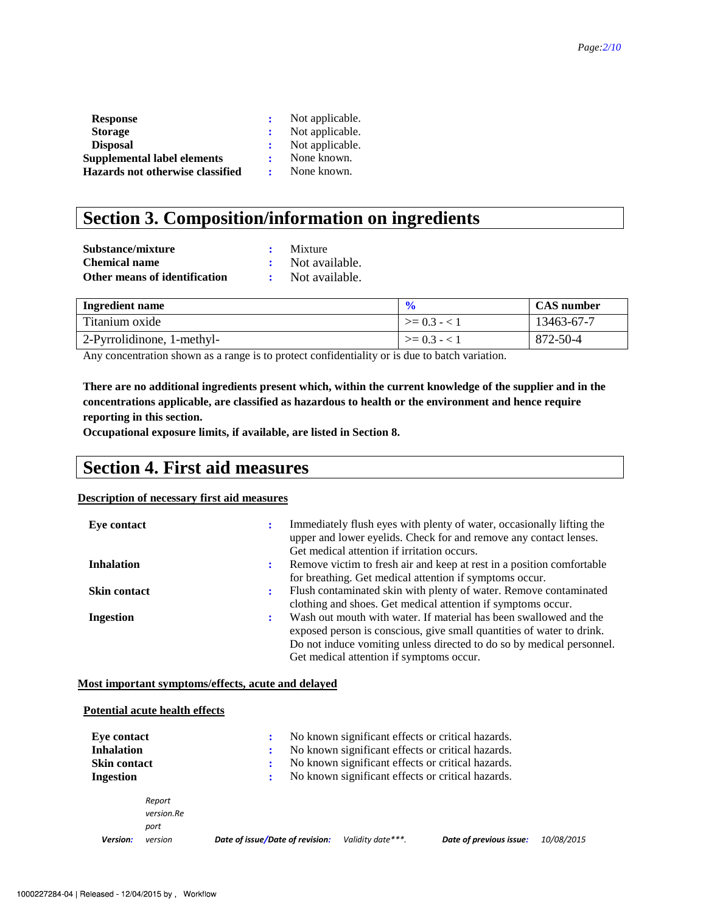**Response** : Not applicable.
**Storage** : Not applicable.
**Disposal** : Not applicable.
**Supplemental label elements** : None known.
**Hazards not otherwise classified** : None known.

# Section 3. Composition/information on ingredients

**Substance/mixture** : Mixture
**Chemical name** : Not available.
**Other means of identification** : Not available.

| Ingredient name | % | CAS number |
|---|---|---|
| Titanium oxide | >= 0.3 - < 1 | 13463-67-7 |
| 2-Pyrrolidinone, 1-methyl- | >= 0.3 - < 1 | 872-50-4 |

Any concentration shown as a range is to protect confidentiality or is due to batch variation.

**There are no additional ingredients present which, within the current knowledge of the supplier and in the concentrations applicable, are classified as hazardous to health or the environment and hence require reporting in this section.**
**Occupational exposure limits, if available, are listed in Section 8.**

# Section 4. First aid measures

**Description of necessary first aid measures**

**Eye contact** : Immediately flush eyes with plenty of water, occasionally lifting the upper and lower eyelids. Check for and remove any contact lenses. Get medical attention if irritation occurs.

**Inhalation** : Remove victim to fresh air and keep at rest in a position comfortable for breathing. Get medical attention if symptoms occur.

**Skin contact** : Flush contaminated skin with plenty of water. Remove contaminated clothing and shoes. Get medical attention if symptoms occur.

**Ingestion** : Wash out mouth with water. If material has been swallowed and the exposed person is conscious, give small quantities of water to drink. Do not induce vomiting unless directed to do so by medical personnel. Get medical attention if symptoms occur.

**Most important symptoms/effects, acute and delayed**

**Potential acute health effects**

**Eye contact** : No known significant effects or critical hazards.
**Inhalation** : No known significant effects or critical hazards.
**Skin contact** : No known significant effects or critical hazards.
**Ingestion** : No known significant effects or critical hazards.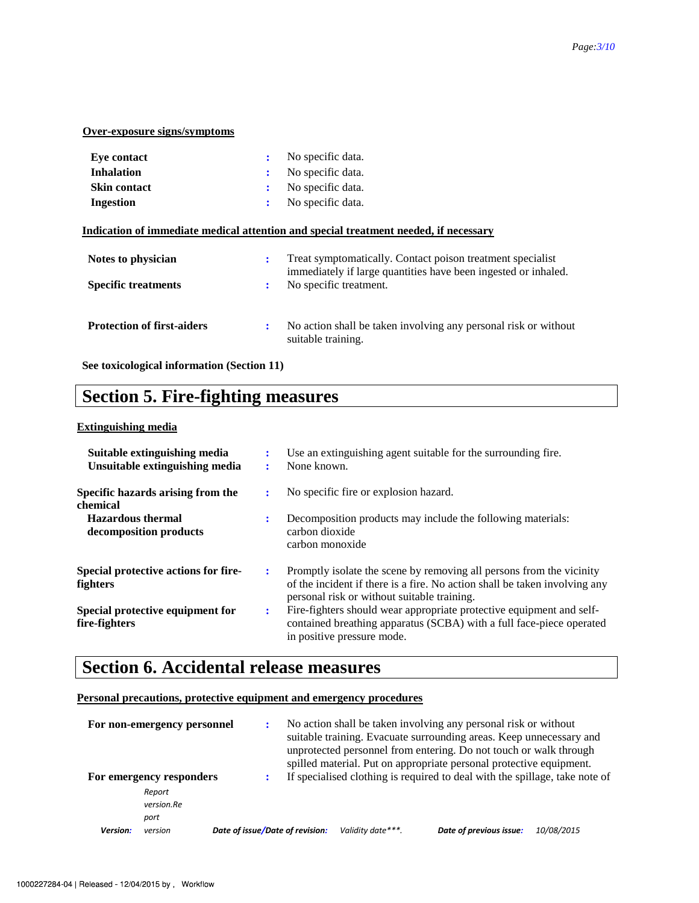**Over-exposure signs/symptoms**

| | | |
|---|---|---|
| **Eye contact** | : | No specific data. |
| **Inhalation** | : | No specific data. |
| **Skin contact** | : | No specific data. |
| **Ingestion** | : | No specific data. |

**Indication of immediate medical attention and special treatment needed, if necessary**

| | | |
|---|---|---|
| **Notes to physician** | : | Treat symptomatically. Contact poison treatment specialist immediately if large quantities have been ingested or inhaled. |
| **Specific treatments** | : | No specific treatment. |
| **Protection of first-aiders** | : | No action shall be taken involving any personal risk or without suitable training. |

**See toxicological information (Section 11)**

# Section 5. Fire-fighting measures

**Extinguishing media**

| | | |
|---|---|---|
| **Suitable extinguishing media** | : | Use an extinguishing agent suitable for the surrounding fire. |
| **Unsuitable extinguishing media** | : | None known. |
| **Specific hazards arising from the chemical** | : | No specific fire or explosion hazard. |
| **Hazardous thermal decomposition products** | : | Decomposition products may include the following materials: carbon dioxide carbon monoxide |
| **Special protective actions for fire-fighters** | : | Promptly isolate the scene by removing all persons from the vicinity of the incident if there is a fire. No action shall be taken involving any personal risk or without suitable training. |
| **Special protective equipment for fire-fighters** | : | Fire-fighters should wear appropriate protective equipment and self-contained breathing apparatus (SCBA) with a full face-piece operated in positive pressure mode. |

# Section 6. Accidental release measures

**Personal precautions, protective equipment and emergency procedures**

| | | |
|---|---|---|
| **For non-emergency personnel** | : | No action shall be taken involving any personal risk or without suitable training. Evacuate surrounding areas. Keep unnecessary and unprotected personnel from entering. Do not touch or walk through spilled material. Put on appropriate personal protective equipment. |
| **For emergency responders** | : | If specialised clothing is required to deal with the spillage, take note of |

*Version:* Report version.Report version *Date of issue/Date of revision:* Validity date***. *Date of previous issue:* 10/08/2015

1000227284-04 | Released - 12/04/2015 by , Workflow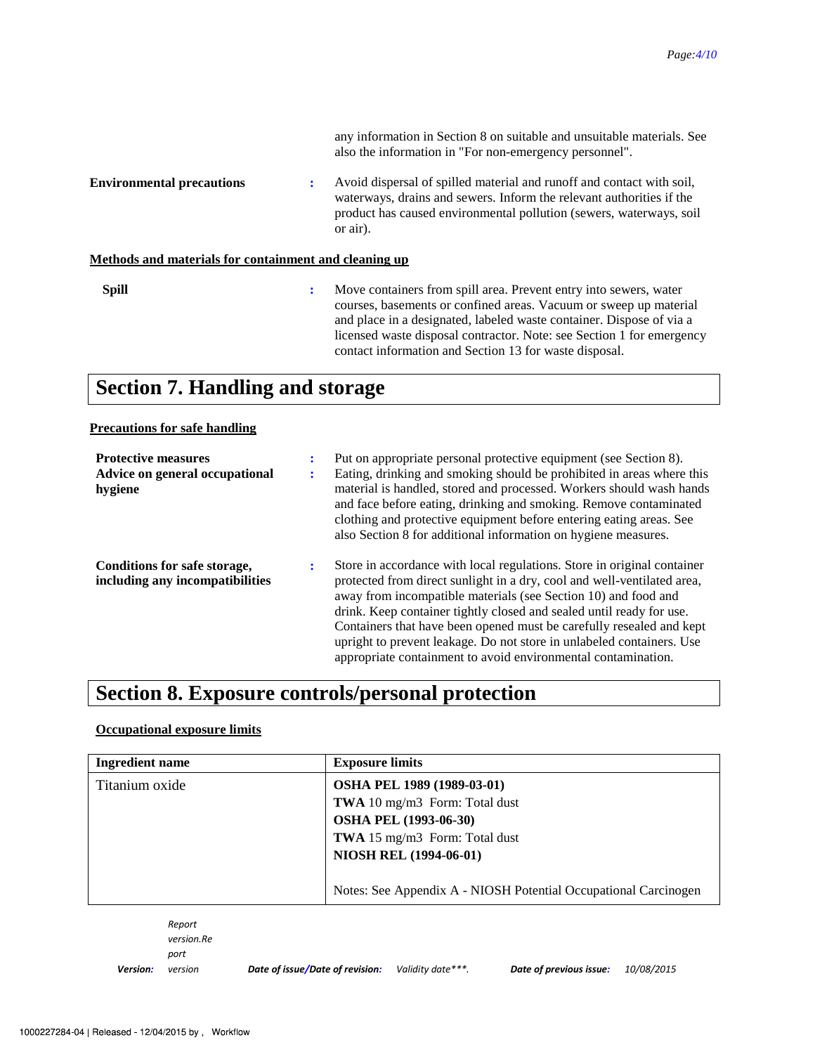any information in Section 8 on suitable and unsuitable materials. See also the information in "For non-emergency personnel".

**Environmental precautions** : Avoid dispersal of spilled material and runoff and contact with soil, waterways, drains and sewers. Inform the relevant authorities if the product has caused environmental pollution (sewers, waterways, soil or air).

**Methods and materials for containment and cleaning up**

**Spill** : Move containers from spill area. Prevent entry into sewers, water courses, basements or confined areas. Vacuum or sweep up material and place in a designated, labeled waste container. Dispose of via a licensed waste disposal contractor. Note: see Section 1 for emergency contact information and Section 13 for waste disposal.

# Section 7. Handling and storage

**Precautions for safe handling**

**Protective measures** : Put on appropriate personal protective equipment (see Section 8).

**Advice on general occupational hygiene** : Eating, drinking and smoking should be prohibited in areas where this material is handled, stored and processed. Workers should wash hands and face before eating, drinking and smoking. Remove contaminated clothing and protective equipment before entering eating areas. See also Section 8 for additional information on hygiene measures.

**Conditions for safe storage, including any incompatibilities** : Store in accordance with local regulations. Store in original container protected from direct sunlight in a dry, cool and well-ventilated area, away from incompatible materials (see Section 10) and food and drink. Keep container tightly closed and sealed until ready for use. Containers that have been opened must be carefully resealed and kept upright to prevent leakage. Do not store in unlabeled containers. Use appropriate containment to avoid environmental contamination.

# Section 8. Exposure controls/personal protection

**Occupational exposure limits**

| Ingredient name | Exposure limits |
|---|---|
| Titanium oxide | **OSHA PEL 1989 (1989-03-01)**<br>**TWA** 10 mg/m3 Form: Total dust<br>**OSHA PEL (1993-06-30)**<br>**TWA** 15 mg/m3 Form: Total dust<br>**NIOSH REL (1994-06-01)**<br><br>Notes: See Appendix A - NIOSH Potential Occupational Carcinogen |

*Version:* *Report version.Report version* *Date of issue/Date of revision:* *Validity date\*\*\*.* *Date of previous issue:* *10/08/2015*

1000227284-04 | Released - 12/04/2015 by , Workflow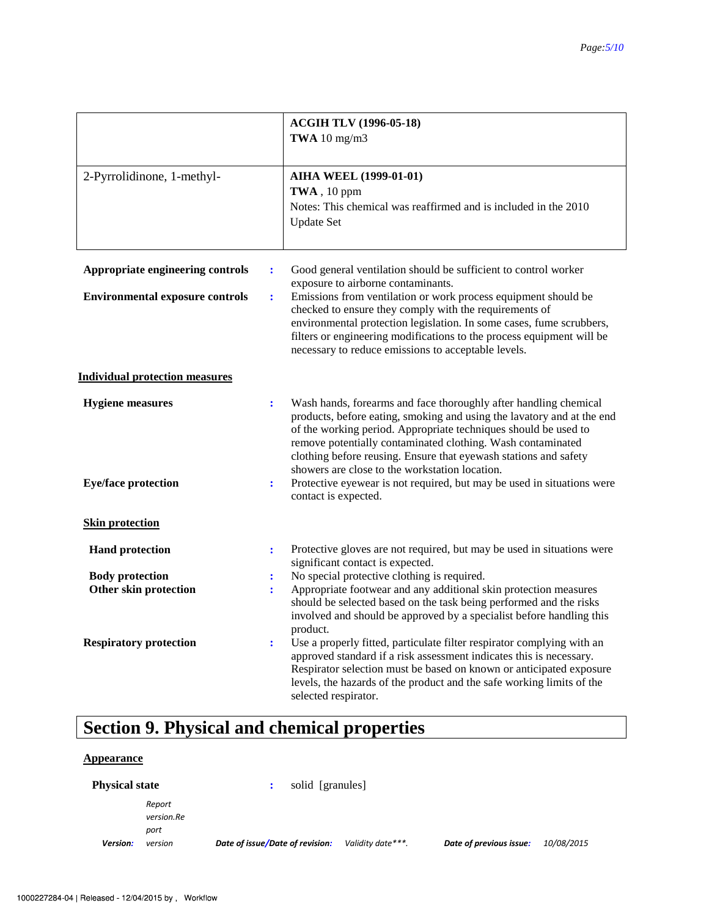| | |
|---|---|
| | **ACGIH TLV (1996-05-18)**<br>**TWA** 10 mg/m3 |
| 2-Pyrrolidinone, 1-methyl- | **AIHA WEEL (1999-01-01)**<br>**TWA** , 10 ppm<br>Notes: This chemical was reaffirmed and is included in the 2010 Update Set |

**Appropriate engineering controls** : Good general ventilation should be sufficient to control worker exposure to airborne contaminants.

**Environmental exposure controls** : Emissions from ventilation or work process equipment should be checked to ensure they comply with the requirements of environmental protection legislation. In some cases, fume scrubbers, filters or engineering modifications to the process equipment will be necessary to reduce emissions to acceptable levels.

**Individual protection measures**

**Hygiene measures** : Wash hands, forearms and face thoroughly after handling chemical products, before eating, smoking and using the lavatory and at the end of the working period. Appropriate techniques should be used to remove potentially contaminated clothing. Wash contaminated clothing before reusing. Ensure that eyewash stations and safety showers are close to the workstation location.

**Eye/face protection** : Protective eyewear is not required, but may be used in situations were contact is expected.

**Skin protection**

**Hand protection** : Protective gloves are not required, but may be used in situations were significant contact is expected.

**Body protection** : No special protective clothing is required.

**Other skin protection** : Appropriate footwear and any additional skin protection measures should be selected based on the task being performed and the risks involved and should be approved by a specialist before handling this product.

**Respiratory protection** : Use a properly fitted, particulate filter respirator complying with an approved standard if a risk assessment indicates this is necessary. Respirator selection must be based on known or anticipated exposure levels, the hazards of the product and the safe working limits of the selected respirator.

# Section 9. Physical and chemical properties

**Appearance**

**Physical state** : solid [granules]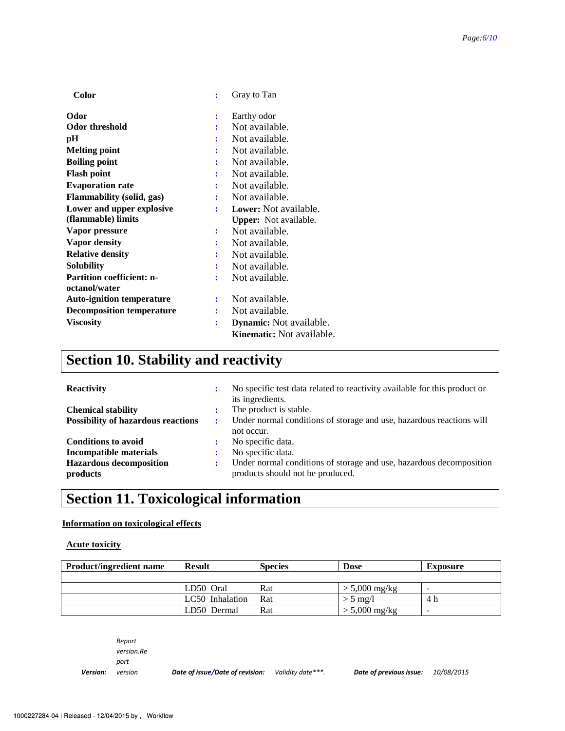| | | |
|---|---|---|
| **Color** | : | Gray to Tan |
| **Odor** | : | Earthy odor |
| **Odor threshold** | : | Not available. |
| **pH** | : | Not available. |
| **Melting point** | : | Not available. |
| **Boiling point** | : | Not available. |
| **Flash point** | : | Not available. |
| **Evaporation rate** | : | Not available. |
| **Flammability (solid, gas)** | : | Not available. |
| **Lower and upper explosive (flammable) limits** | : | **Lower:** Not available. **Upper:** Not available. |
| **Vapor pressure** | : | Not available. |
| **Vapor density** | : | Not available. |
| **Relative density** | : | Not available. |
| **Solubility** | : | Not available. |
| **Partition coefficient: n-octanol/water** | : | Not available. |
| **Auto-ignition temperature** | : | Not available. |
| **Decomposition temperature** | : | Not available. |
| **Viscosity** | : | **Dynamic:** Not available. **Kinematic:** Not available. |

# Section 10. Stability and reactivity

| | | |
|---|---|---|
| **Reactivity** | : | No specific test data related to reactivity available for this product or its ingredients. |
| **Chemical stability** | : | The product is stable. |
| **Possibility of hazardous reactions** | : | Under normal conditions of storage and use, hazardous reactions will not occur. |
| **Conditions to avoid** | : | No specific data. |
| **Incompatible materials** | : | No specific data. |
| **Hazardous decomposition products** | : | Under normal conditions of storage and use, hazardous decomposition products should not be produced. |

# Section 11. Toxicological information

**Information on toxicological effects**

**Acute toxicity**

| Product/ingredient name | Result | Species | Dose | Exposure |
|---|---|---|---|---|
| | | | | |
| | LD50 Oral | Rat | > 5,000 mg/kg | - |
| | LC50 Inhalation | Rat | > 5 mg/l | 4 h |
| | LD50 Dermal | Rat | > 5,000 mg/kg | - |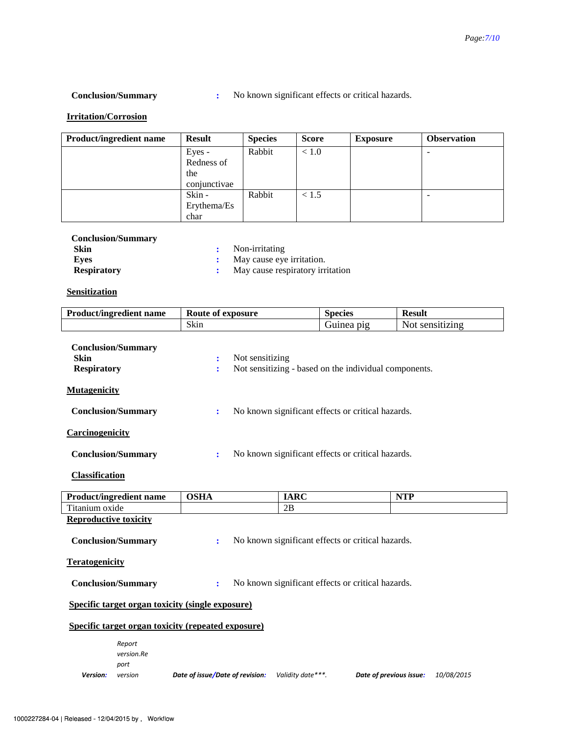**Conclusion/Summary** : No known significant effects or critical hazards.

**Irritation/Corrosion**

| Product/ingredient name | Result | Species | Score | Exposure | Observation |
|---|---|---|---|---|---|
| | Eyes - Redness of the conjunctivae | Rabbit | < 1.0 | | - |
| | Skin - Erythema/Eschar | Rabbit | < 1.5 | | - |

**Conclusion/Summary**

**Skin** : Non-irritating

**Eyes** : May cause eye irritation.

**Respiratory** : May cause respiratory irritation

**Sensitization**

| Product/ingredient name | Route of exposure | Species | Result |
|---|---|---|---|
| | Skin | Guinea pig | Not sensitizing |

**Conclusion/Summary**

**Skin** : Not sensitizing

**Respiratory** : Not sensitizing - based on the individual components.

**Mutagenicity**

**Conclusion/Summary** : No known significant effects or critical hazards.

**Carcinogenicity**

**Conclusion/Summary** : No known significant effects or critical hazards.

**Classification**

| Product/ingredient name | OSHA | IARC | NTP |
|---|---|---|---|
| Titanium oxide | | 2B | |

**Reproductive toxicity**

**Conclusion/Summary** : No known significant effects or critical hazards.

**Teratogenicity**

**Conclusion/Summary** : No known significant effects or critical hazards.

**Specific target organ toxicity (single exposure)**

**Specific target organ toxicity (repeated exposure)**

*Version:* *Report version.Report version* *Date of issue/Date of revision:* *Validity date\*\*\*.* *Date of previous issue:* *10/08/2015*

1000227284-04 | Released - 12/04/2015 by , Workflow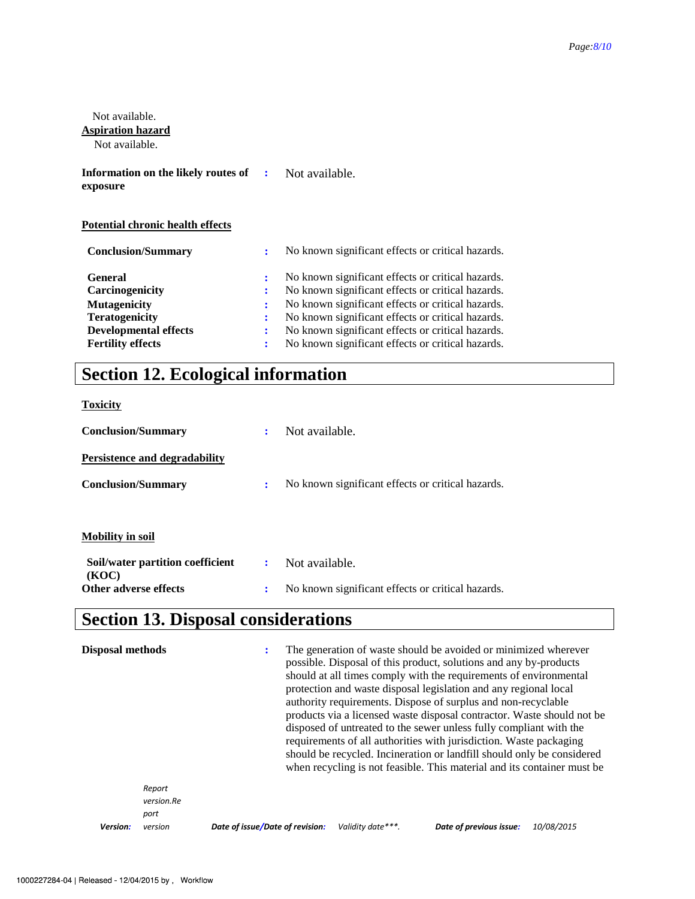Not available.

**Aspiration hazard**

Not available.

**Information on the likely routes of exposure** : Not available.

**Potential chronic health effects**

| | | |
|---|---|---|
| **Conclusion/Summary** | : | No known significant effects or critical hazards. |
| **General** | : | No known significant effects or critical hazards. |
| **Carcinogenicity** | : | No known significant effects or critical hazards. |
| **Mutagenicity** | : | No known significant effects or critical hazards. |
| **Teratogenicity** | : | No known significant effects or critical hazards. |
| **Developmental effects** | : | No known significant effects or critical hazards. |
| **Fertility effects** | : | No known significant effects or critical hazards. |

# Section 12. Ecological information

**Toxicity**

**Conclusion/Summary** : Not available.

**Persistence and degradability**

**Conclusion/Summary** : No known significant effects or critical hazards.

**Mobility in soil**

**Soil/water partition coefficient (KOC)** : Not available.

**Other adverse effects** : No known significant effects or critical hazards.

# Section 13. Disposal considerations

**Disposal methods** : The generation of waste should be avoided or minimized wherever possible. Disposal of this product, solutions and any by-products should at all times comply with the requirements of environmental protection and waste disposal legislation and any regional local authority requirements. Dispose of surplus and non-recyclable products via a licensed waste disposal contractor. Waste should not be disposed of untreated to the sewer unless fully compliant with the requirements of all authorities with jurisdiction. Waste packaging should be recycled. Incineration or landfill should only be considered when recycling is not feasible. This material and its container must be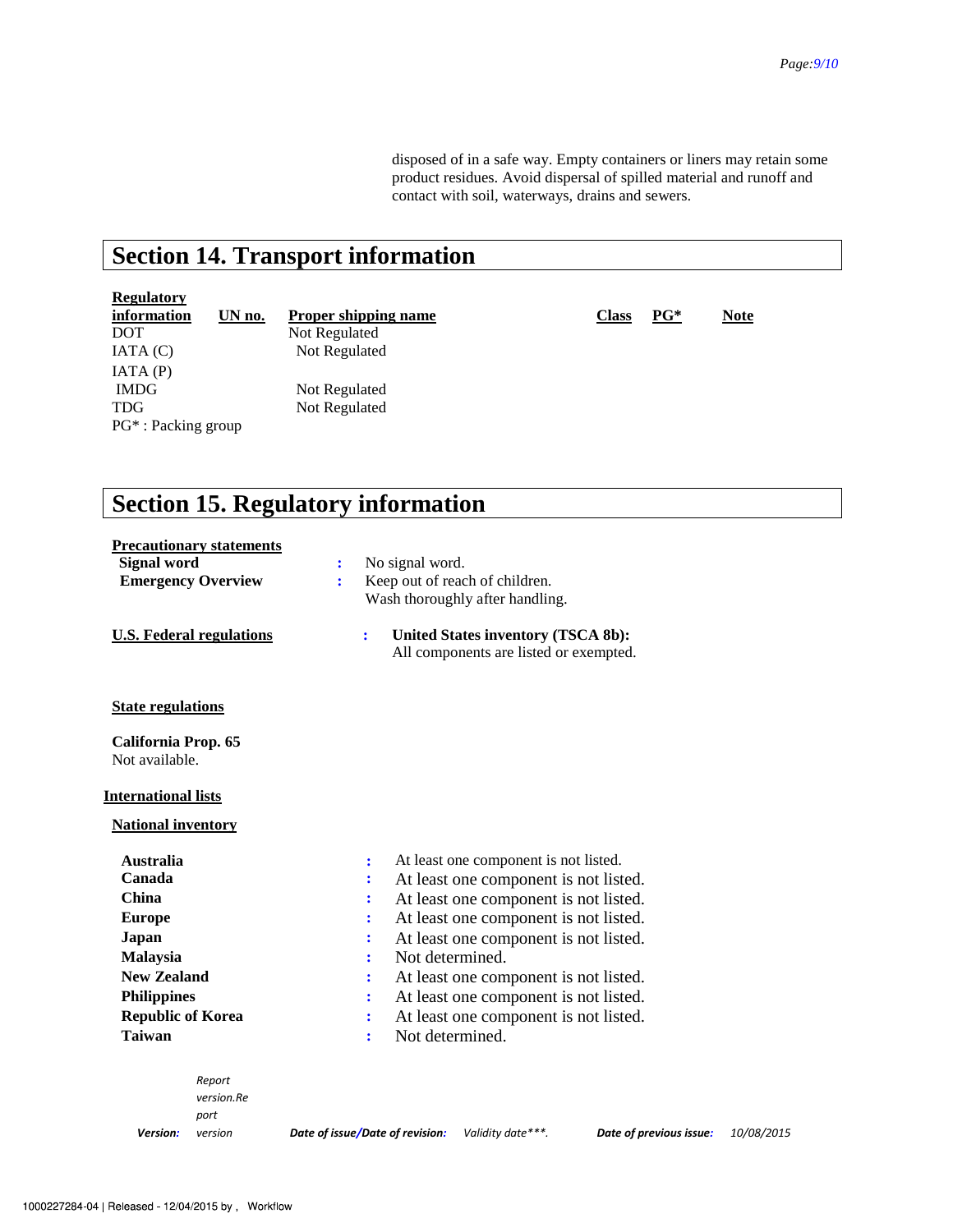disposed of in a safe way. Empty containers or liners may retain some product residues. Avoid dispersal of spilled material and runoff and contact with soil, waterways, drains and sewers.

## Section 14. Transport information

| Regulatory information | UN no. | Proper shipping name | Class | PG* | Note |
|---|---|---|---|---|---|
| DOT | | Not Regulated | | | |
| IATA (C) | | Not Regulated | | | |
| IATA (P) | | | | | |
| IMDG | | Not Regulated | | | |
| TDG | | Not Regulated | | | |

PG* : Packing group

## Section 15. Regulatory information

**Precautionary statements**

**Signal word** : No signal word.

**Emergency Overview** : Keep out of reach of children.
Wash thoroughly after handling.

**U.S. Federal regulations** : **United States inventory (TSCA 8b):**
All components are listed or exempted.

**State regulations**

**California Prop. 65**
Not available.

**International lists**

**National inventory**

| | |
|---|---|
| **Australia** | : At least one component is not listed. |
| **Canada** | : At least one component is not listed. |
| **China** | : At least one component is not listed. |
| **Europe** | : At least one component is not listed. |
| **Japan** | : At least one component is not listed. |
| **Malaysia** | : Not determined. |
| **New Zealand** | : At least one component is not listed. |
| **Philippines** | : At least one component is not listed. |
| **Republic of Korea** | : At least one component is not listed. |
| **Taiwan** | : Not determined. |

*Version:* *Report version.Report version* *Date of issue/Date of revision:* *Validity date\*\*\*.* *Date of previous issue:* *10/08/2015*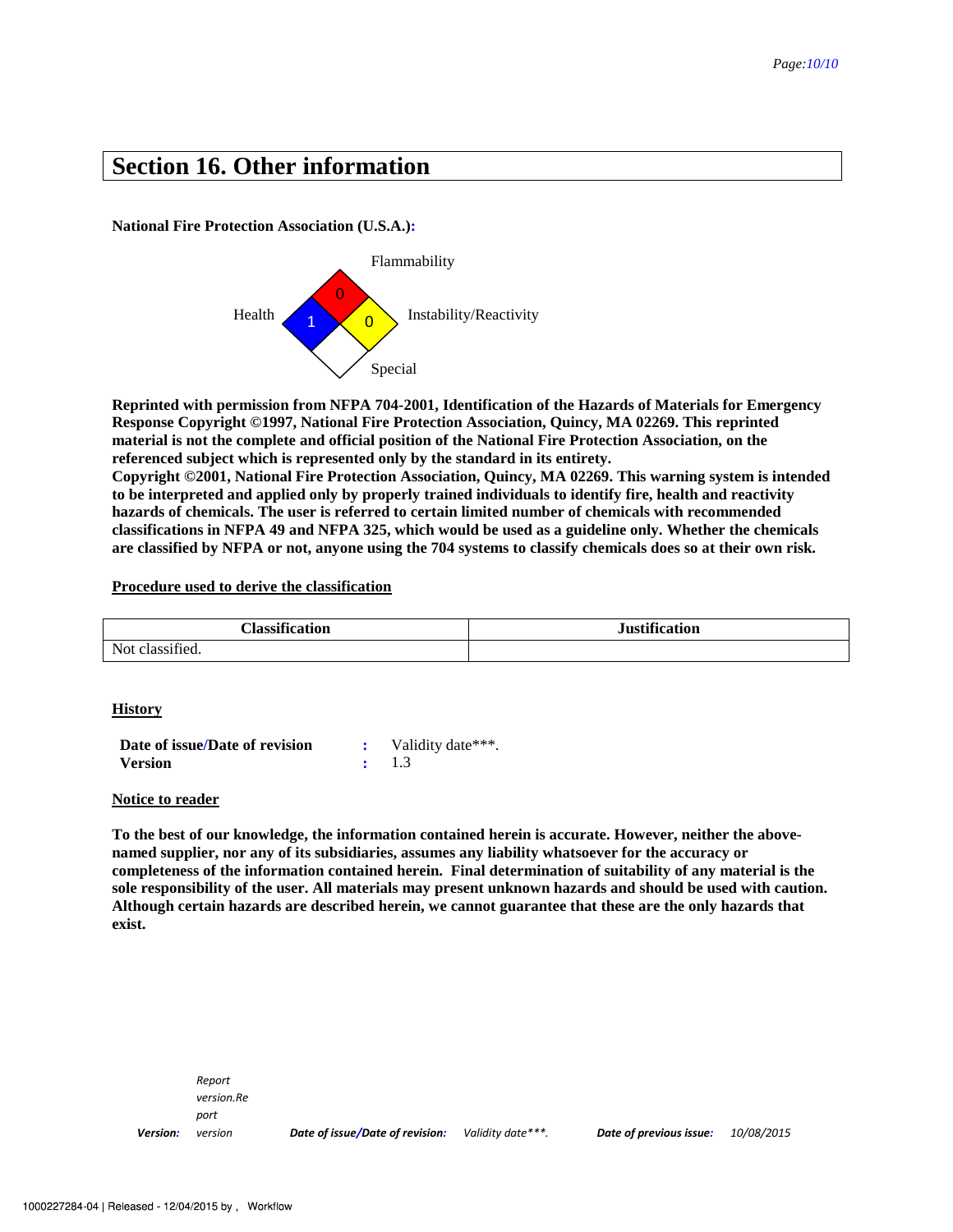## Section 16. Other information

**National Fire Protection Association (U.S.A.):**

Flammability
0
Health
1
0
Instability/Reactivity
Special

**Reprinted with permission from NFPA 704-2001, Identification of the Hazards of Materials for Emergency Response Copyright ©1997, National Fire Protection Association, Quincy, MA 02269. This reprinted material is not the complete and official position of the National Fire Protection Association, on the referenced subject which is represented only by the standard in its entirety.**
**Copyright ©2001, National Fire Protection Association, Quincy, MA 02269. This warning system is intended to be interpreted and applied only by properly trained individuals to identify fire, health and reactivity hazards of chemicals. The user is referred to certain limited number of chemicals with recommended classifications in NFPA 49 and NFPA 325, which would be used as a guideline only. Whether the chemicals are classified by NFPA or not, anyone using the 704 systems to classify chemicals does so at their own risk.**

**Procedure used to derive the classification**

| Classification | Justification |
|---|---|
| Not classified. | |

**History**

**Date of issue/Date of revision** : Validity date***.
**Version** : 1.3

**Notice to reader**

**To the best of our knowledge, the information contained herein is accurate. However, neither the above-named supplier, nor any of its subsidiaries, assumes any liability whatsoever for the accuracy or completeness of the information contained herein. Final determination of suitability of any material is the sole responsibility of the user. All materials may present unknown hazards and should be used with caution. Although certain hazards are described herein, we cannot guarantee that these are the only hazards that exist.**